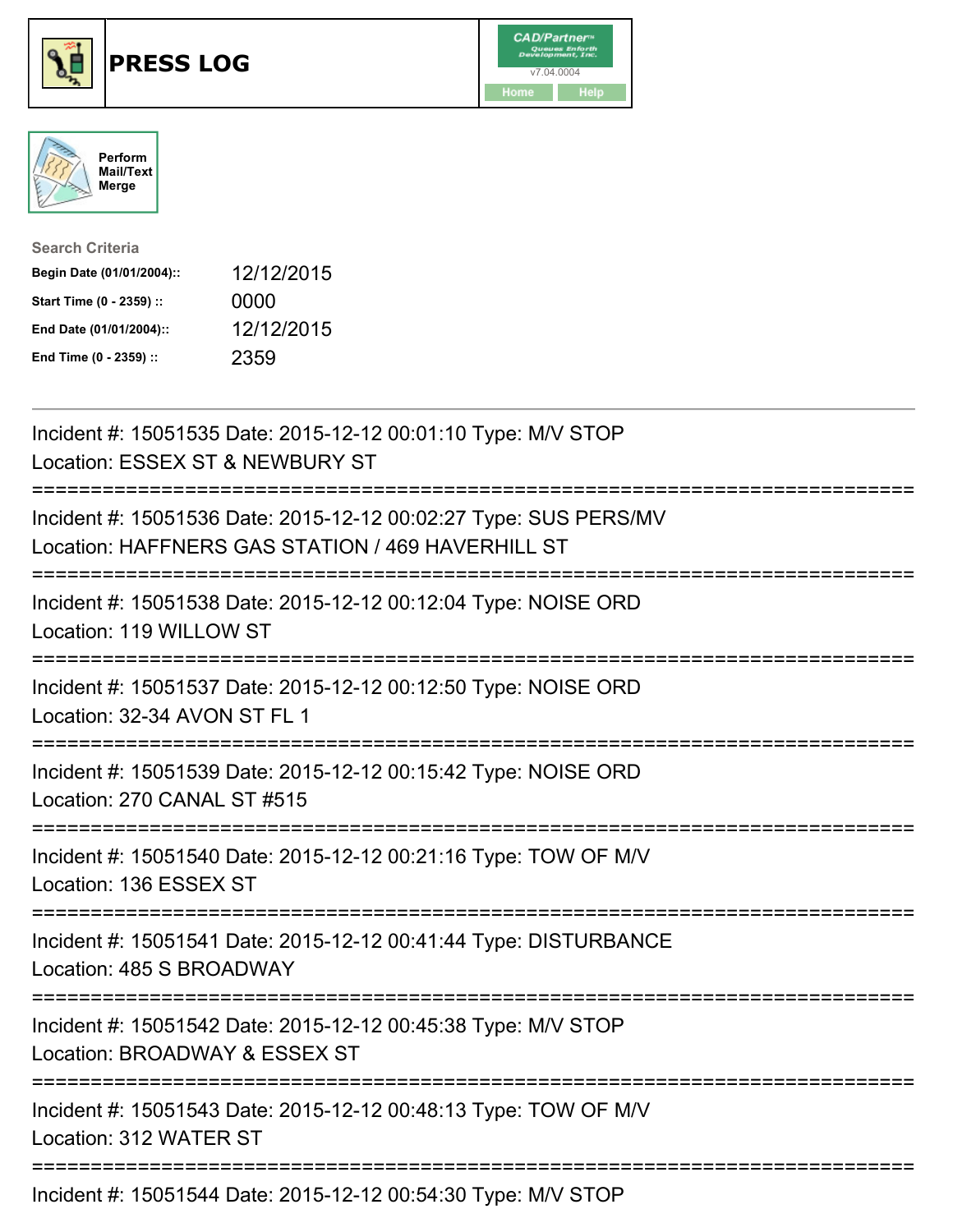# PRESS LOG

CAD/Partner
v7.04.0004
Home Help

Perform Mail/Text Merge

**Search Criteria**

| | |
|---|---|
| **Begin Date (01/01/2004)::** | 12/12/2015 |
| **Start Time (0 - 2359) ::** | 0000 |
| **End Date (01/01/2004)::** | 12/12/2015 |
| **End Time (0 - 2359) ::** | 2359 |

---

Incident #: 15051535 Date: 2015-12-12 00:01:10 Type: M/V STOP
Location: ESSEX ST & NEWBURY ST

===========================================================================

Incident #: 15051536 Date: 2015-12-12 00:02:27 Type: SUS PERS/MV
Location: HAFFNERS GAS STATION / 469 HAVERHILL ST

===========================================================================

Incident #: 15051538 Date: 2015-12-12 00:12:04 Type: NOISE ORD
Location: 119 WILLOW ST

===========================================================================

Incident #: 15051537 Date: 2015-12-12 00:12:50 Type: NOISE ORD
Location: 32-34 AVON ST FL 1

===========================================================================

Incident #: 15051539 Date: 2015-12-12 00:15:42 Type: NOISE ORD
Location: 270 CANAL ST #515

===========================================================================

Incident #: 15051540 Date: 2015-12-12 00:21:16 Type: TOW OF M/V
Location: 136 ESSEX ST

===========================================================================

Incident #: 15051541 Date: 2015-12-12 00:41:44 Type: DISTURBANCE
Location: 485 S BROADWAY

===========================================================================

Incident #: 15051542 Date: 2015-12-12 00:45:38 Type: M/V STOP
Location: BROADWAY & ESSEX ST

===========================================================================

Incident #: 15051543 Date: 2015-12-12 00:48:13 Type: TOW OF M/V
Location: 312 WATER ST

===========================================================================

Incident #: 15051544 Date: 2015-12-12 00:54:30 Type: M/V STOP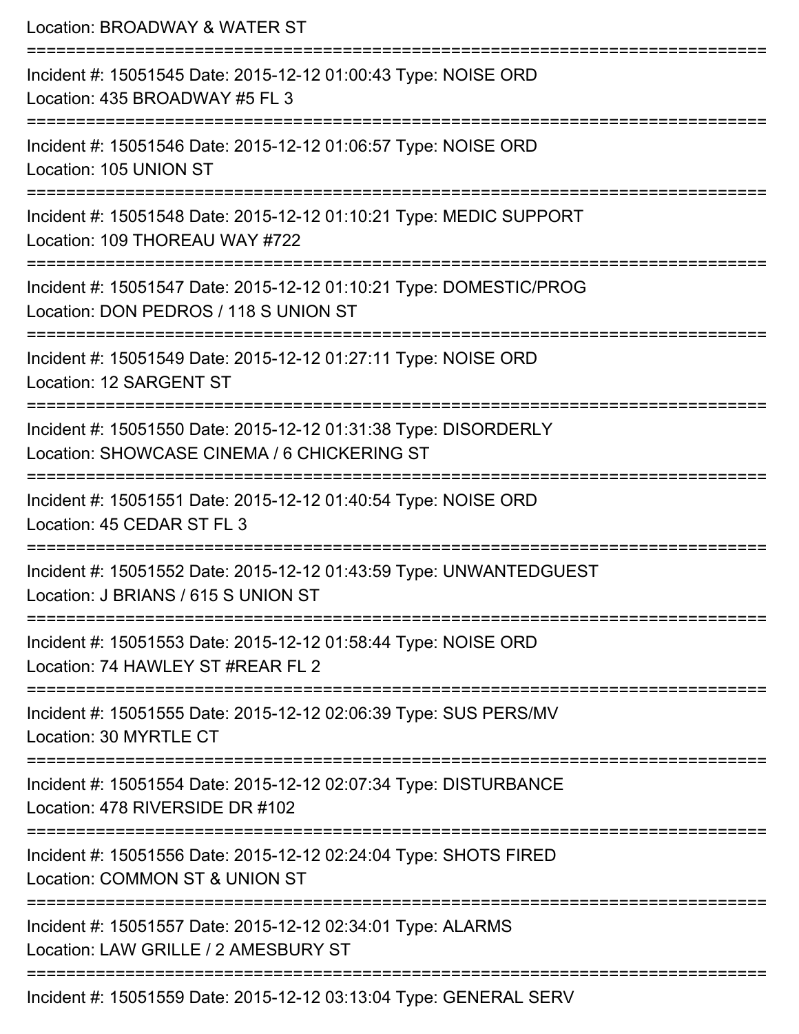Location: BROADWAY & WATER ST

===========================================================================

Incident #: 15051545 Date: 2015-12-12 01:00:43 Type: NOISE ORD
Location: 435 BROADWAY #5 FL 3

===========================================================================

Incident #: 15051546 Date: 2015-12-12 01:06:57 Type: NOISE ORD
Location: 105 UNION ST

===========================================================================

Incident #: 15051548 Date: 2015-12-12 01:10:21 Type: MEDIC SUPPORT
Location: 109 THOREAU WAY #722

===========================================================================

Incident #: 15051547 Date: 2015-12-12 01:10:21 Type: DOMESTIC/PROG
Location: DON PEDROS / 118 S UNION ST

===========================================================================

Incident #: 15051549 Date: 2015-12-12 01:27:11 Type: NOISE ORD
Location: 12 SARGENT ST

===========================================================================

Incident #: 15051550 Date: 2015-12-12 01:31:38 Type: DISORDERLY
Location: SHOWCASE CINEMA / 6 CHICKERING ST

===========================================================================

Incident #: 15051551 Date: 2015-12-12 01:40:54 Type: NOISE ORD
Location: 45 CEDAR ST FL 3

===========================================================================

Incident #: 15051552 Date: 2015-12-12 01:43:59 Type: UNWANTEDGUEST
Location: J BRIANS / 615 S UNION ST

===========================================================================

Incident #: 15051553 Date: 2015-12-12 01:58:44 Type: NOISE ORD
Location: 74 HAWLEY ST #REAR FL 2

===========================================================================

Incident #: 15051555 Date: 2015-12-12 02:06:39 Type: SUS PERS/MV
Location: 30 MYRTLE CT

===========================================================================

Incident #: 15051554 Date: 2015-12-12 02:07:34 Type: DISTURBANCE
Location: 478 RIVERSIDE DR #102

===========================================================================

Incident #: 15051556 Date: 2015-12-12 02:24:04 Type: SHOTS FIRED
Location: COMMON ST & UNION ST

===========================================================================

Incident #: 15051557 Date: 2015-12-12 02:34:01 Type: ALARMS
Location: LAW GRILLE / 2 AMESBURY ST

===========================================================================

Incident #: 15051559 Date: 2015-12-12 03:13:04 Type: GENERAL SERV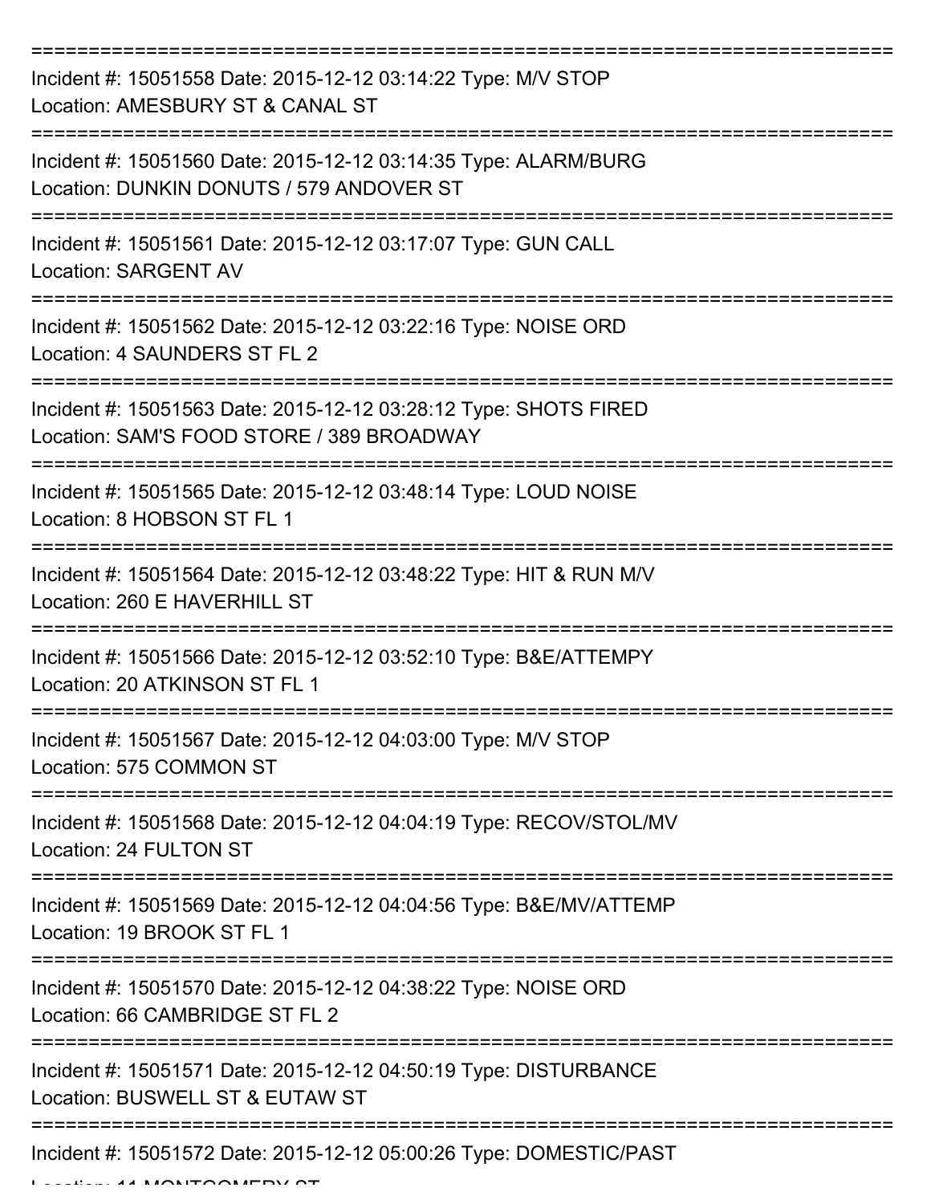===========================================================================
Incident #: 15051558 Date: 2015-12-12 03:14:22 Type: M/V STOP
Location: AMESBURY ST & CANAL ST
===========================================================================
Incident #: 15051560 Date: 2015-12-12 03:14:35 Type: ALARM/BURG
Location: DUNKIN DONUTS / 579 ANDOVER ST
===========================================================================
Incident #: 15051561 Date: 2015-12-12 03:17:07 Type: GUN CALL
Location: SARGENT AV
===========================================================================
Incident #: 15051562 Date: 2015-12-12 03:22:16 Type: NOISE ORD
Location: 4 SAUNDERS ST FL 2
===========================================================================
Incident #: 15051563 Date: 2015-12-12 03:28:12 Type: SHOTS FIRED
Location: SAM'S FOOD STORE / 389 BROADWAY
===========================================================================
Incident #: 15051565 Date: 2015-12-12 03:48:14 Type: LOUD NOISE
Location: 8 HOBSON ST FL 1
===========================================================================
Incident #: 15051564 Date: 2015-12-12 03:48:22 Type: HIT & RUN M/V
Location: 260 E HAVERHILL ST
===========================================================================
Incident #: 15051566 Date: 2015-12-12 03:52:10 Type: B&E/ATTEMPY
Location: 20 ATKINSON ST FL 1
===========================================================================
Incident #: 15051567 Date: 2015-12-12 04:03:00 Type: M/V STOP
Location: 575 COMMON ST
===========================================================================
Incident #: 15051568 Date: 2015-12-12 04:04:19 Type: RECOV/STOL/MV
Location: 24 FULTON ST
===========================================================================
Incident #: 15051569 Date: 2015-12-12 04:04:56 Type: B&E/MV/ATTEMP
Location: 19 BROOK ST FL 1
===========================================================================
Incident #: 15051570 Date: 2015-12-12 04:38:22 Type: NOISE ORD
Location: 66 CAMBRIDGE ST FL 2
===========================================================================
Incident #: 15051571 Date: 2015-12-12 04:50:19 Type: DISTURBANCE
Location: BUSWELL ST & EUTAW ST
===========================================================================
Incident #: 15051572 Date: 2015-12-12 05:00:26 Type: DOMESTIC/PAST
Location: 11 MONTGOMERY ST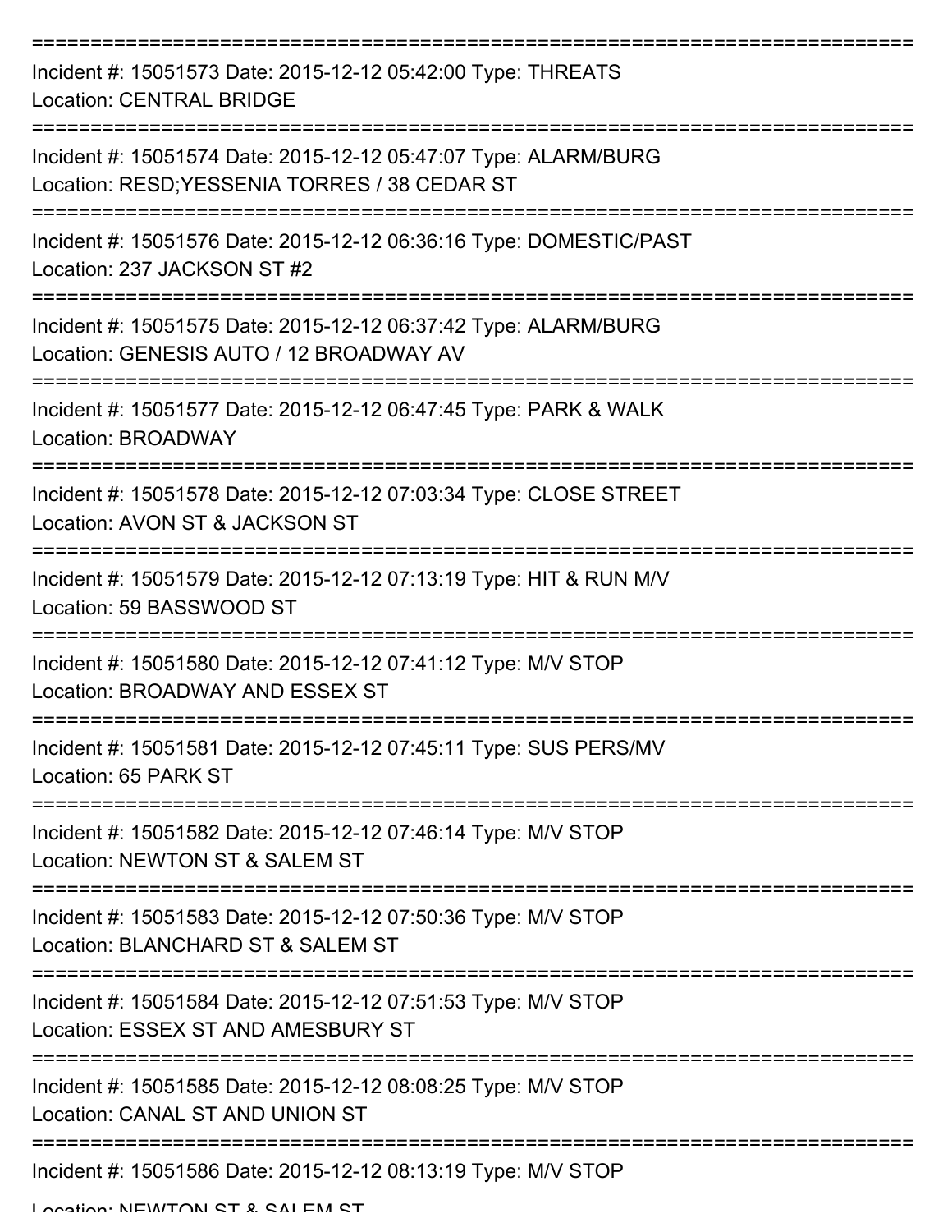===========================================================================

Incident #: 15051573 Date: 2015-12-12 05:42:00 Type: THREATS
Location: CENTRAL BRIDGE

===========================================================================

Incident #: 15051574 Date: 2015-12-12 05:47:07 Type: ALARM/BURG
Location: RESD;YESSENIA TORRES / 38 CEDAR ST

===========================================================================

Incident #: 15051576 Date: 2015-12-12 06:36:16 Type: DOMESTIC/PAST
Location: 237 JACKSON ST #2

===========================================================================

Incident #: 15051575 Date: 2015-12-12 06:37:42 Type: ALARM/BURG
Location: GENESIS AUTO / 12 BROADWAY AV

===========================================================================

Incident #: 15051577 Date: 2015-12-12 06:47:45 Type: PARK & WALK
Location: BROADWAY

===========================================================================

Incident #: 15051578 Date: 2015-12-12 07:03:34 Type: CLOSE STREET
Location: AVON ST & JACKSON ST

===========================================================================

Incident #: 15051579 Date: 2015-12-12 07:13:19 Type: HIT & RUN M/V
Location: 59 BASSWOOD ST

===========================================================================

Incident #: 15051580 Date: 2015-12-12 07:41:12 Type: M/V STOP
Location: BROADWAY AND ESSEX ST

===========================================================================

Incident #: 15051581 Date: 2015-12-12 07:45:11 Type: SUS PERS/MV
Location: 65 PARK ST

===========================================================================

Incident #: 15051582 Date: 2015-12-12 07:46:14 Type: M/V STOP
Location: NEWTON ST & SALEM ST

===========================================================================

Incident #: 15051583 Date: 2015-12-12 07:50:36 Type: M/V STOP
Location: BLANCHARD ST & SALEM ST

===========================================================================

Incident #: 15051584 Date: 2015-12-12 07:51:53 Type: M/V STOP
Location: ESSEX ST AND AMESBURY ST

===========================================================================

Incident #: 15051585 Date: 2015-12-12 08:08:25 Type: M/V STOP
Location: CANAL ST AND UNION ST

===========================================================================

Incident #: 15051586 Date: 2015-12-12 08:13:19 Type: M/V STOP
Location: NEWTON ST & SALEM ST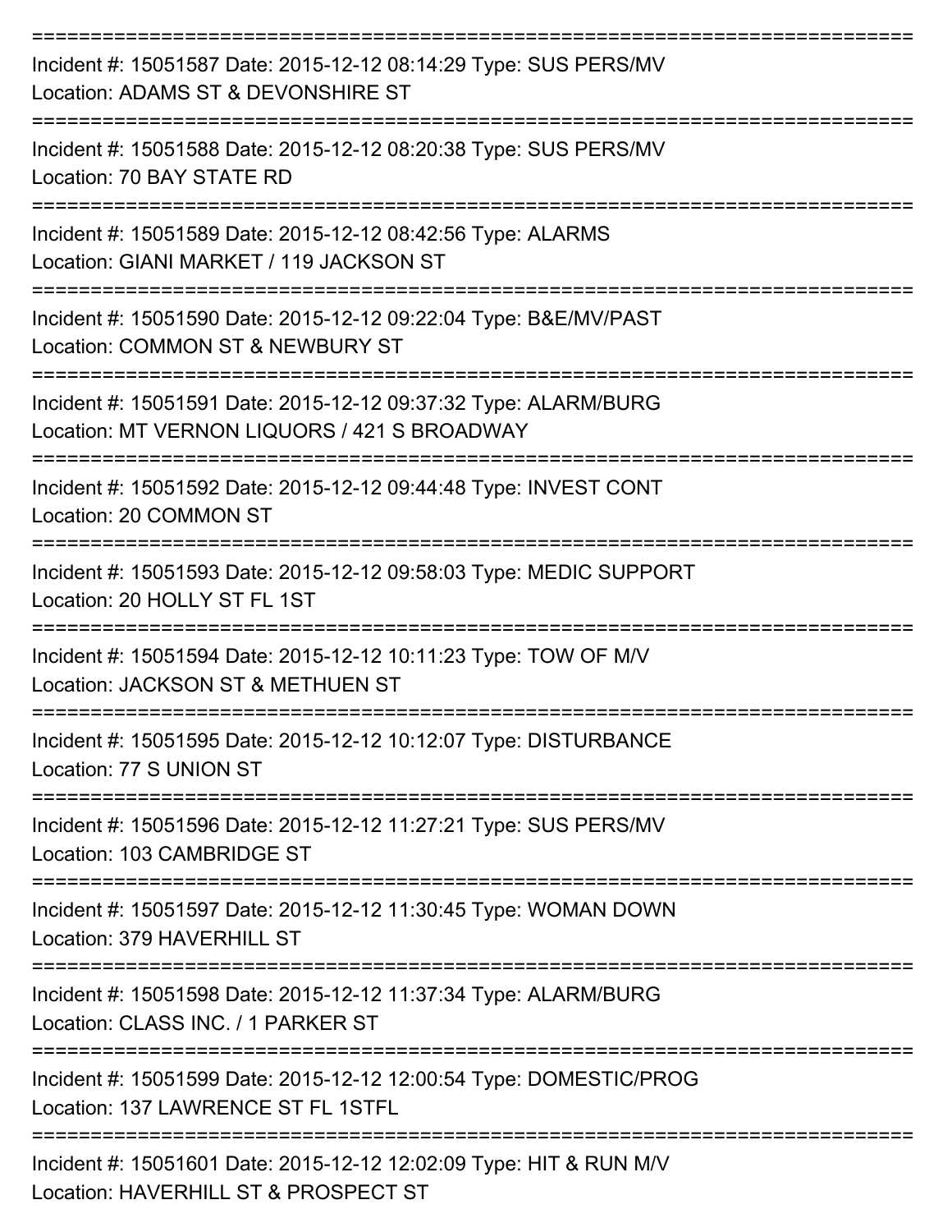===========================================================================

Incident #: 15051587 Date: 2015-12-12 08:14:29 Type: SUS PERS/MV
Location: ADAMS ST & DEVONSHIRE ST

===========================================================================

Incident #: 15051588 Date: 2015-12-12 08:20:38 Type: SUS PERS/MV
Location: 70 BAY STATE RD

===========================================================================

Incident #: 15051589 Date: 2015-12-12 08:42:56 Type: ALARMS
Location: GIANI MARKET / 119 JACKSON ST

===========================================================================

Incident #: 15051590 Date: 2015-12-12 09:22:04 Type: B&E/MV/PAST
Location: COMMON ST & NEWBURY ST

===========================================================================

Incident #: 15051591 Date: 2015-12-12 09:37:32 Type: ALARM/BURG
Location: MT VERNON LIQUORS / 421 S BROADWAY

===========================================================================

Incident #: 15051592 Date: 2015-12-12 09:44:48 Type: INVEST CONT
Location: 20 COMMON ST

===========================================================================

Incident #: 15051593 Date: 2015-12-12 09:58:03 Type: MEDIC SUPPORT
Location: 20 HOLLY ST FL 1ST

===========================================================================

Incident #: 15051594 Date: 2015-12-12 10:11:23 Type: TOW OF M/V
Location: JACKSON ST & METHUEN ST

===========================================================================

Incident #: 15051595 Date: 2015-12-12 10:12:07 Type: DISTURBANCE
Location: 77 S UNION ST

===========================================================================

Incident #: 15051596 Date: 2015-12-12 11:27:21 Type: SUS PERS/MV
Location: 103 CAMBRIDGE ST

===========================================================================

Incident #: 15051597 Date: 2015-12-12 11:30:45 Type: WOMAN DOWN
Location: 379 HAVERHILL ST

===========================================================================

Incident #: 15051598 Date: 2015-12-12 11:37:34 Type: ALARM/BURG
Location: CLASS INC. / 1 PARKER ST

===========================================================================

Incident #: 15051599 Date: 2015-12-12 12:00:54 Type: DOMESTIC/PROG
Location: 137 LAWRENCE ST FL 1STFL

===========================================================================

Incident #: 15051601 Date: 2015-12-12 12:02:09 Type: HIT & RUN M/V
Location: HAVERHILL ST & PROSPECT ST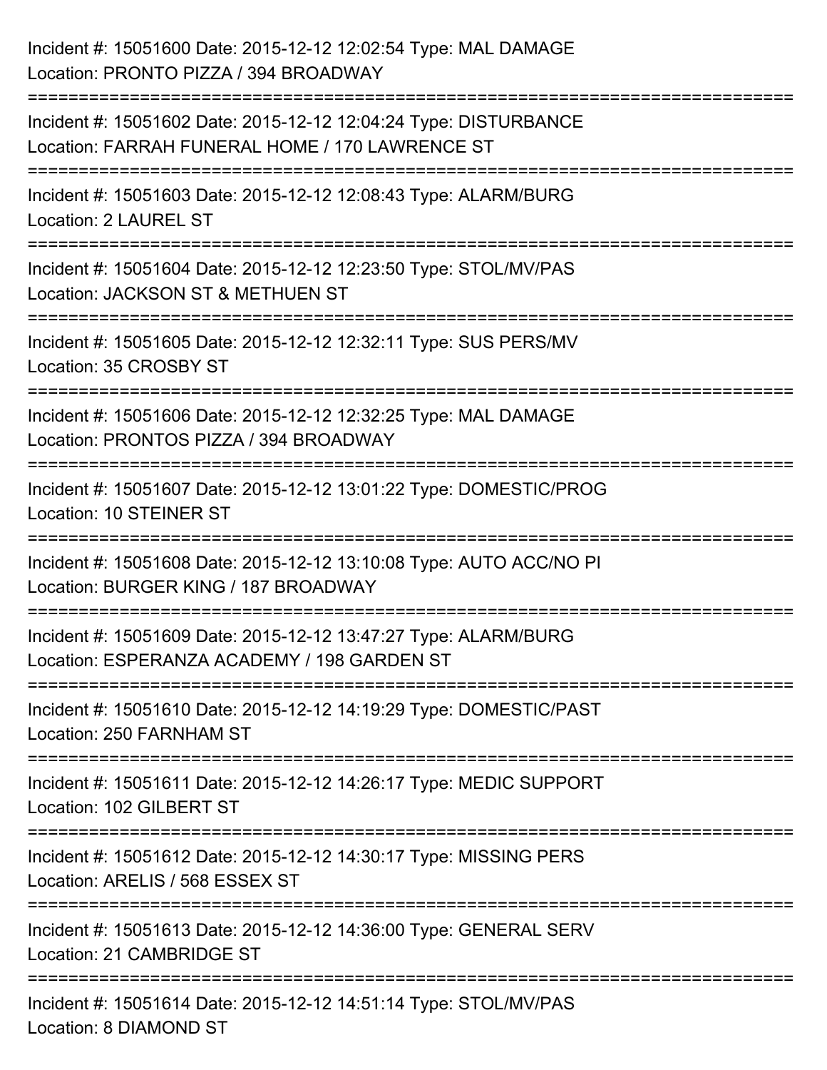Incident #: 15051600 Date: 2015-12-12 12:02:54 Type: MAL DAMAGE
Location: PRONTO PIZZA / 394 BROADWAY

===========================================================================

Incident #: 15051602 Date: 2015-12-12 12:04:24 Type: DISTURBANCE
Location: FARRAH FUNERAL HOME / 170 LAWRENCE ST

===========================================================================

Incident #: 15051603 Date: 2015-12-12 12:08:43 Type: ALARM/BURG
Location: 2 LAUREL ST

===========================================================================

Incident #: 15051604 Date: 2015-12-12 12:23:50 Type: STOL/MV/PAS
Location: JACKSON ST & METHUEN ST

===========================================================================

Incident #: 15051605 Date: 2015-12-12 12:32:11 Type: SUS PERS/MV
Location: 35 CROSBY ST

===========================================================================

Incident #: 15051606 Date: 2015-12-12 12:32:25 Type: MAL DAMAGE
Location: PRONTOS PIZZA / 394 BROADWAY

===========================================================================

Incident #: 15051607 Date: 2015-12-12 13:01:22 Type: DOMESTIC/PROG
Location: 10 STEINER ST

===========================================================================

Incident #: 15051608 Date: 2015-12-12 13:10:08 Type: AUTO ACC/NO PI
Location: BURGER KING / 187 BROADWAY

===========================================================================

Incident #: 15051609 Date: 2015-12-12 13:47:27 Type: ALARM/BURG
Location: ESPERANZA ACADEMY / 198 GARDEN ST

===========================================================================

Incident #: 15051610 Date: 2015-12-12 14:19:29 Type: DOMESTIC/PAST
Location: 250 FARNHAM ST

===========================================================================

Incident #: 15051611 Date: 2015-12-12 14:26:17 Type: MEDIC SUPPORT
Location: 102 GILBERT ST

===========================================================================

Incident #: 15051612 Date: 2015-12-12 14:30:17 Type: MISSING PERS
Location: ARELIS / 568 ESSEX ST

===========================================================================

Incident #: 15051613 Date: 2015-12-12 14:36:00 Type: GENERAL SERV
Location: 21 CAMBRIDGE ST

===========================================================================

Incident #: 15051614 Date: 2015-12-12 14:51:14 Type: STOL/MV/PAS
Location: 8 DIAMOND ST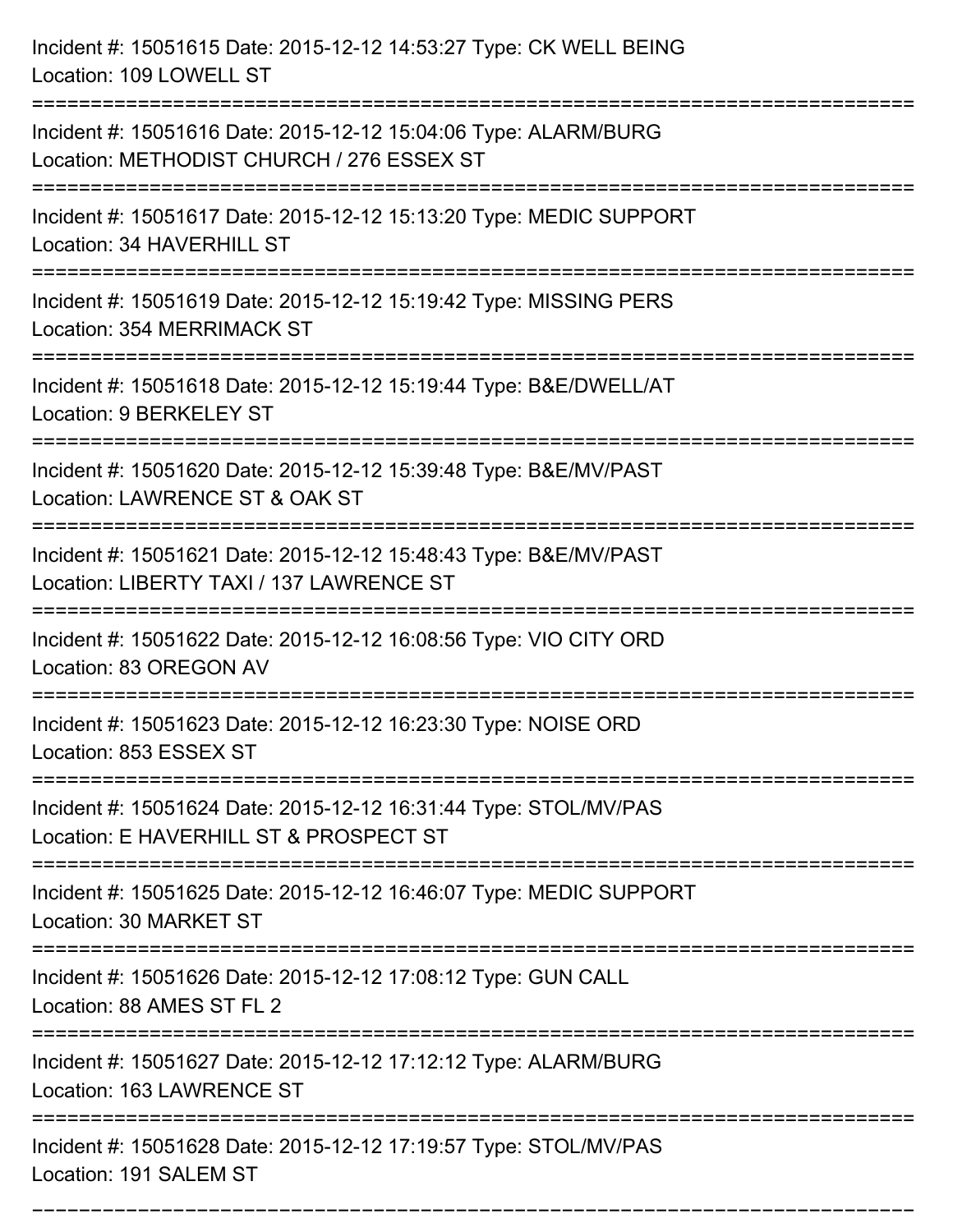Incident #: 15051615 Date: 2015-12-12 14:53:27 Type: CK WELL BEING
Location: 109 LOWELL ST

===========================================================================

Incident #: 15051616 Date: 2015-12-12 15:04:06 Type: ALARM/BURG
Location: METHODIST CHURCH / 276 ESSEX ST

===========================================================================

Incident #: 15051617 Date: 2015-12-12 15:13:20 Type: MEDIC SUPPORT
Location: 34 HAVERHILL ST

===========================================================================

Incident #: 15051619 Date: 2015-12-12 15:19:42 Type: MISSING PERS
Location: 354 MERRIMACK ST

===========================================================================

Incident #: 15051618 Date: 2015-12-12 15:19:44 Type: B&E/DWELL/AT
Location: 9 BERKELEY ST

===========================================================================

Incident #: 15051620 Date: 2015-12-12 15:39:48 Type: B&E/MV/PAST
Location: LAWRENCE ST & OAK ST

===========================================================================

Incident #: 15051621 Date: 2015-12-12 15:48:43 Type: B&E/MV/PAST
Location: LIBERTY TAXI / 137 LAWRENCE ST

===========================================================================

Incident #: 15051622 Date: 2015-12-12 16:08:56 Type: VIO CITY ORD
Location: 83 OREGON AV

===========================================================================

Incident #: 15051623 Date: 2015-12-12 16:23:30 Type: NOISE ORD
Location: 853 ESSEX ST

===========================================================================

Incident #: 15051624 Date: 2015-12-12 16:31:44 Type: STOL/MV/PAS
Location: E HAVERHILL ST & PROSPECT ST

===========================================================================

Incident #: 15051625 Date: 2015-12-12 16:46:07 Type: MEDIC SUPPORT
Location: 30 MARKET ST

===========================================================================

Incident #: 15051626 Date: 2015-12-12 17:08:12 Type: GUN CALL
Location: 88 AMES ST FL 2

===========================================================================

Incident #: 15051627 Date: 2015-12-12 17:12:12 Type: ALARM/BURG
Location: 163 LAWRENCE ST

===========================================================================

Incident #: 15051628 Date: 2015-12-12 17:19:57 Type: STOL/MV/PAS
Location: 191 SALEM ST

===========================================================================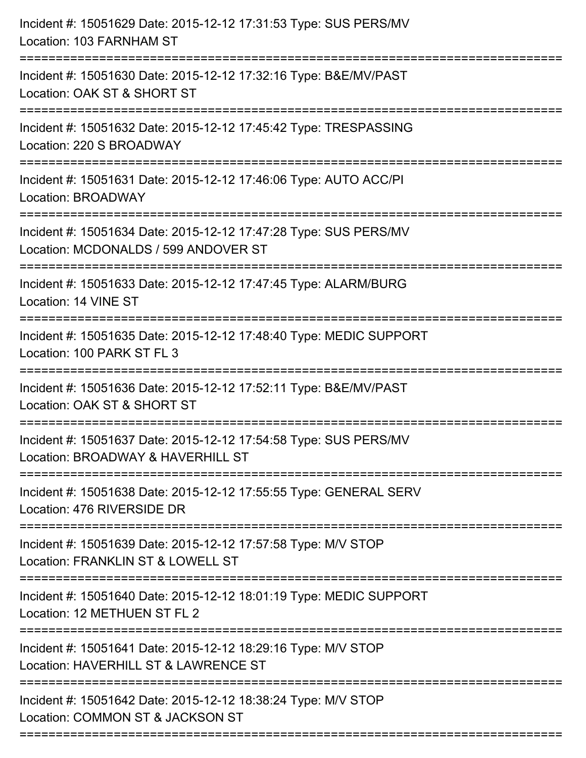Incident #: 15051629 Date: 2015-12-12 17:31:53 Type: SUS PERS/MV
Location: 103 FARNHAM ST

===========================================================================

Incident #: 15051630 Date: 2015-12-12 17:32:16 Type: B&E/MV/PAST
Location: OAK ST & SHORT ST

===========================================================================

Incident #: 15051632 Date: 2015-12-12 17:45:42 Type: TRESPASSING
Location: 220 S BROADWAY

===========================================================================

Incident #: 15051631 Date: 2015-12-12 17:46:06 Type: AUTO ACC/PI
Location: BROADWAY

===========================================================================

Incident #: 15051634 Date: 2015-12-12 17:47:28 Type: SUS PERS/MV
Location: MCDONALDS / 599 ANDOVER ST

===========================================================================

Incident #: 15051633 Date: 2015-12-12 17:47:45 Type: ALARM/BURG
Location: 14 VINE ST

===========================================================================

Incident #: 15051635 Date: 2015-12-12 17:48:40 Type: MEDIC SUPPORT
Location: 100 PARK ST FL 3

===========================================================================

Incident #: 15051636 Date: 2015-12-12 17:52:11 Type: B&E/MV/PAST
Location: OAK ST & SHORT ST

===========================================================================

Incident #: 15051637 Date: 2015-12-12 17:54:58 Type: SUS PERS/MV
Location: BROADWAY & HAVERHILL ST

===========================================================================

Incident #: 15051638 Date: 2015-12-12 17:55:55 Type: GENERAL SERV
Location: 476 RIVERSIDE DR

===========================================================================

Incident #: 15051639 Date: 2015-12-12 17:57:58 Type: M/V STOP
Location: FRANKLIN ST & LOWELL ST

===========================================================================

Incident #: 15051640 Date: 2015-12-12 18:01:19 Type: MEDIC SUPPORT
Location: 12 METHUEN ST FL 2

===========================================================================

Incident #: 15051641 Date: 2015-12-12 18:29:16 Type: M/V STOP
Location: HAVERHILL ST & LAWRENCE ST

===========================================================================

Incident #: 15051642 Date: 2015-12-12 18:38:24 Type: M/V STOP
Location: COMMON ST & JACKSON ST

===========================================================================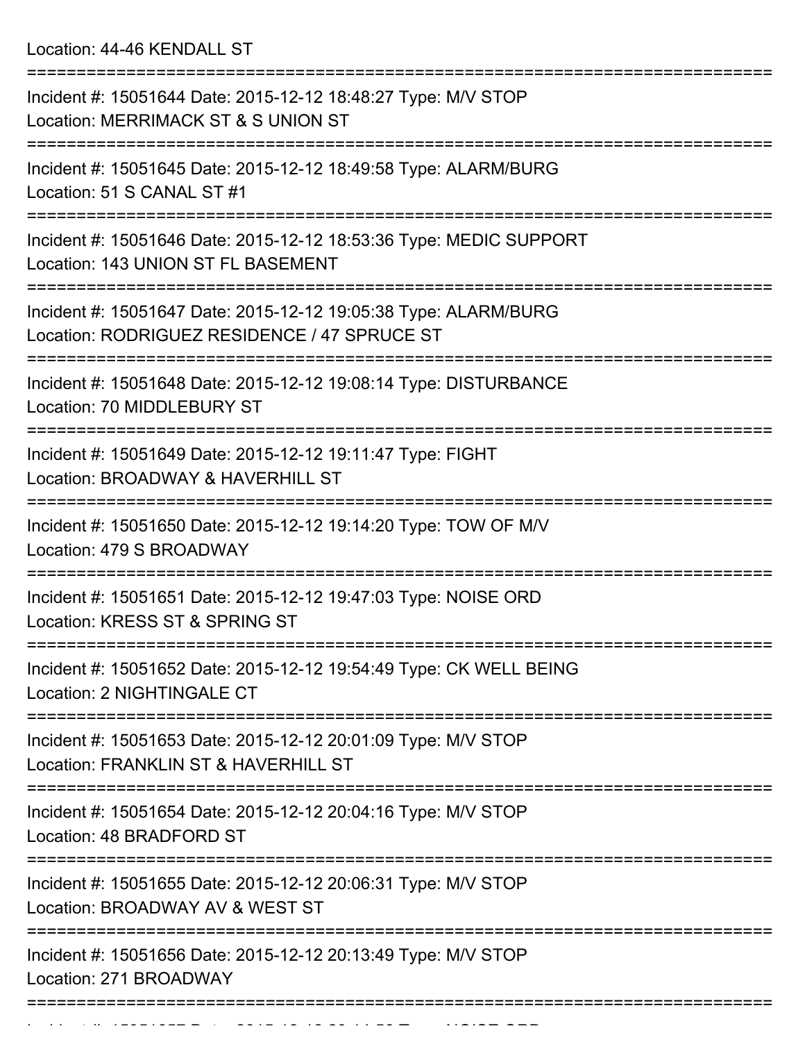Location: 44-46 KENDALL ST

===========================================================================

Incident #: 15051644 Date: 2015-12-12 18:48:27 Type: M/V STOP
Location: MERRIMACK ST & S UNION ST

===========================================================================

Incident #: 15051645 Date: 2015-12-12 18:49:58 Type: ALARM/BURG
Location: 51 S CANAL ST #1

===========================================================================

Incident #: 15051646 Date: 2015-12-12 18:53:36 Type: MEDIC SUPPORT
Location: 143 UNION ST FL BASEMENT

===========================================================================

Incident #: 15051647 Date: 2015-12-12 19:05:38 Type: ALARM/BURG
Location: RODRIGUEZ RESIDENCE / 47 SPRUCE ST

===========================================================================

Incident #: 15051648 Date: 2015-12-12 19:08:14 Type: DISTURBANCE
Location: 70 MIDDLEBURY ST

===========================================================================

Incident #: 15051649 Date: 2015-12-12 19:11:47 Type: FIGHT
Location: BROADWAY & HAVERHILL ST

===========================================================================

Incident #: 15051650 Date: 2015-12-12 19:14:20 Type: TOW OF M/V
Location: 479 S BROADWAY

===========================================================================

Incident #: 15051651 Date: 2015-12-12 19:47:03 Type: NOISE ORD
Location: KRESS ST & SPRING ST

===========================================================================

Incident #: 15051652 Date: 2015-12-12 19:54:49 Type: CK WELL BEING
Location: 2 NIGHTINGALE CT

===========================================================================

Incident #: 15051653 Date: 2015-12-12 20:01:09 Type: M/V STOP
Location: FRANKLIN ST & HAVERHILL ST

===========================================================================

Incident #: 15051654 Date: 2015-12-12 20:04:16 Type: M/V STOP
Location: 48 BRADFORD ST

===========================================================================

Incident #: 15051655 Date: 2015-12-12 20:06:31 Type: M/V STOP
Location: BROADWAY AV & WEST ST

===========================================================================

Incident #: 15051656 Date: 2015-12-12 20:13:49 Type: M/V STOP
Location: 271 BROADWAY

===========================================================================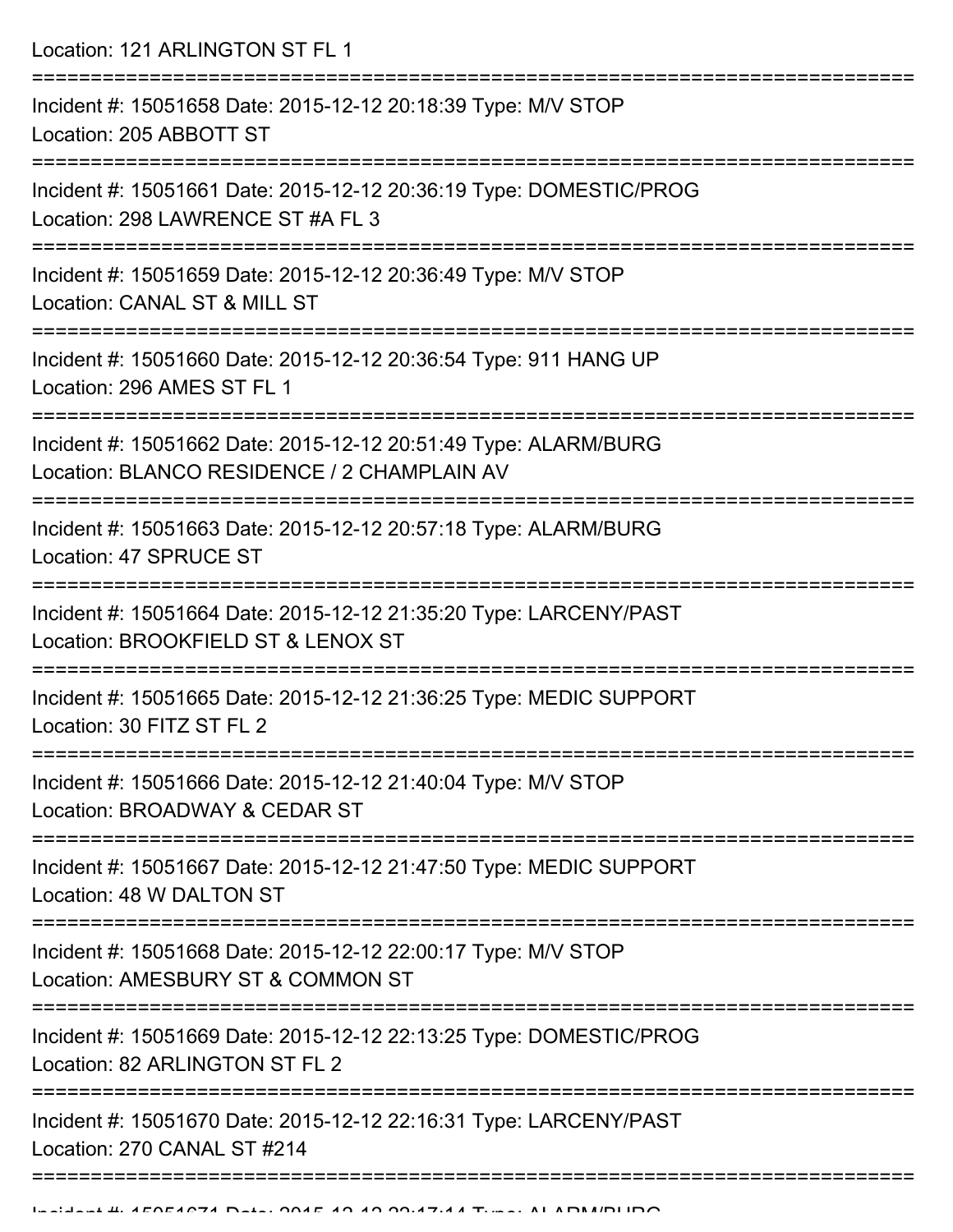Location: 121 ARLINGTON ST FL 1

===========================================================================

Incident #: 15051658 Date: 2015-12-12 20:18:39 Type: M/V STOP
Location: 205 ABBOTT ST

===========================================================================

Incident #: 15051661 Date: 2015-12-12 20:36:19 Type: DOMESTIC/PROG
Location: 298 LAWRENCE ST #A FL 3

===========================================================================

Incident #: 15051659 Date: 2015-12-12 20:36:49 Type: M/V STOP
Location: CANAL ST & MILL ST

===========================================================================

Incident #: 15051660 Date: 2015-12-12 20:36:54 Type: 911 HANG UP
Location: 296 AMES ST FL 1

===========================================================================

Incident #: 15051662 Date: 2015-12-12 20:51:49 Type: ALARM/BURG
Location: BLANCO RESIDENCE / 2 CHAMPLAIN AV

===========================================================================

Incident #: 15051663 Date: 2015-12-12 20:57:18 Type: ALARM/BURG
Location: 47 SPRUCE ST

===========================================================================

Incident #: 15051664 Date: 2015-12-12 21:35:20 Type: LARCENY/PAST
Location: BROOKFIELD ST & LENOX ST

===========================================================================

Incident #: 15051665 Date: 2015-12-12 21:36:25 Type: MEDIC SUPPORT
Location: 30 FITZ ST FL 2

===========================================================================

Incident #: 15051666 Date: 2015-12-12 21:40:04 Type: M/V STOP
Location: BROADWAY & CEDAR ST

===========================================================================

Incident #: 15051667 Date: 2015-12-12 21:47:50 Type: MEDIC SUPPORT
Location: 48 W DALTON ST

===========================================================================

Incident #: 15051668 Date: 2015-12-12 22:00:17 Type: M/V STOP
Location: AMESBURY ST & COMMON ST

===========================================================================

Incident #: 15051669 Date: 2015-12-12 22:13:25 Type: DOMESTIC/PROG
Location: 82 ARLINGTON ST FL 2

===========================================================================

Incident #: 15051670 Date: 2015-12-12 22:16:31 Type: LARCENY/PAST
Location: 270 CANAL ST #214

===========================================================================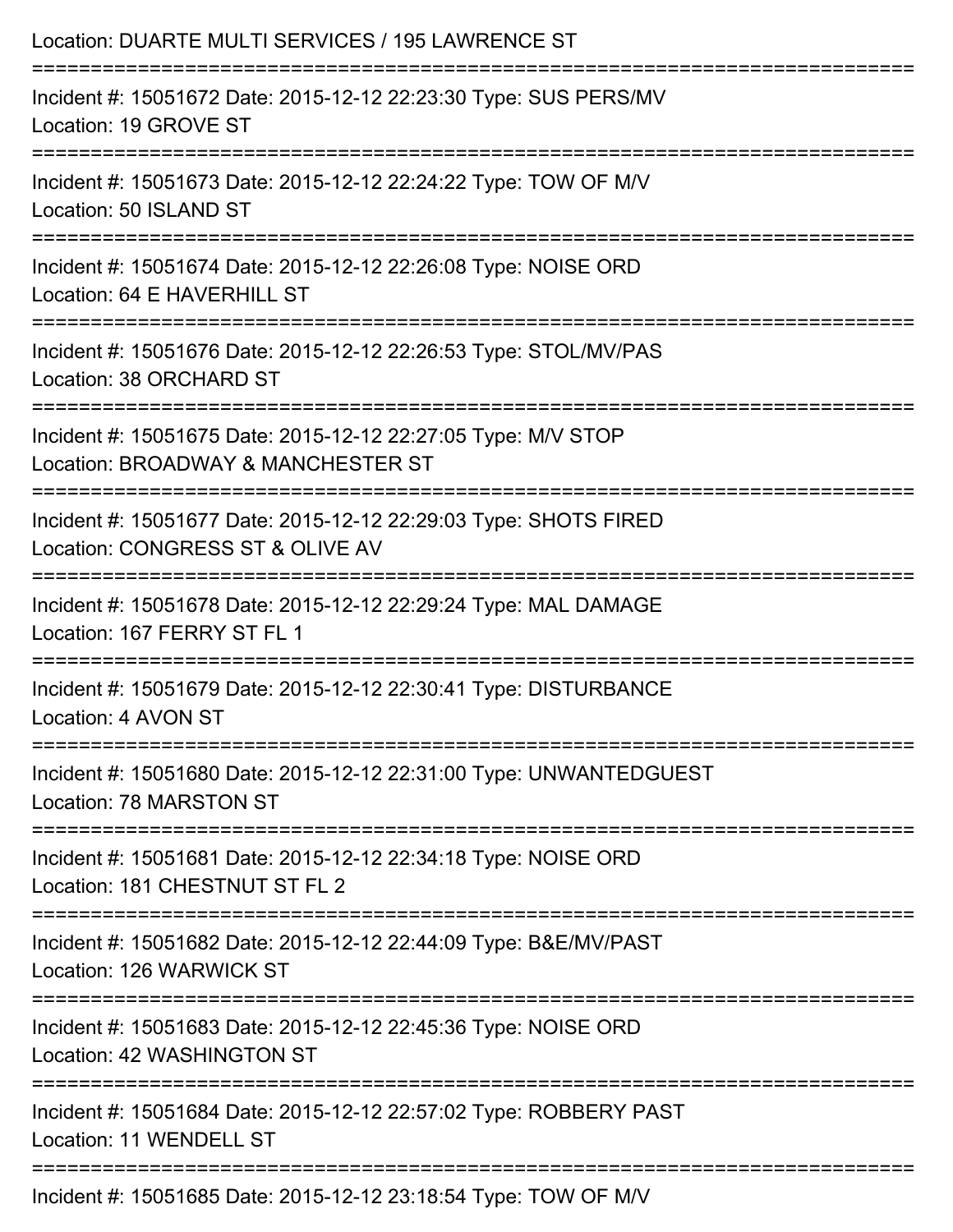Location: DUARTE MULTI SERVICES / 195 LAWRENCE ST

===========================================================================

Incident #: 15051672 Date: 2015-12-12 22:23:30 Type: SUS PERS/MV
Location: 19 GROVE ST

===========================================================================

Incident #: 15051673 Date: 2015-12-12 22:24:22 Type: TOW OF M/V
Location: 50 ISLAND ST

===========================================================================

Incident #: 15051674 Date: 2015-12-12 22:26:08 Type: NOISE ORD
Location: 64 E HAVERHILL ST

===========================================================================

Incident #: 15051676 Date: 2015-12-12 22:26:53 Type: STOL/MV/PAS
Location: 38 ORCHARD ST

===========================================================================

Incident #: 15051675 Date: 2015-12-12 22:27:05 Type: M/V STOP
Location: BROADWAY & MANCHESTER ST

===========================================================================

Incident #: 15051677 Date: 2015-12-12 22:29:03 Type: SHOTS FIRED
Location: CONGRESS ST & OLIVE AV

===========================================================================

Incident #: 15051678 Date: 2015-12-12 22:29:24 Type: MAL DAMAGE
Location: 167 FERRY ST FL 1

===========================================================================

Incident #: 15051679 Date: 2015-12-12 22:30:41 Type: DISTURBANCE
Location: 4 AVON ST

===========================================================================

Incident #: 15051680 Date: 2015-12-12 22:31:00 Type: UNWANTEDGUEST
Location: 78 MARSTON ST

===========================================================================

Incident #: 15051681 Date: 2015-12-12 22:34:18 Type: NOISE ORD
Location: 181 CHESTNUT ST FL 2

===========================================================================

Incident #: 15051682 Date: 2015-12-12 22:44:09 Type: B&E/MV/PAST
Location: 126 WARWICK ST

===========================================================================

Incident #: 15051683 Date: 2015-12-12 22:45:36 Type: NOISE ORD
Location: 42 WASHINGTON ST

===========================================================================

Incident #: 15051684 Date: 2015-12-12 22:57:02 Type: ROBBERY PAST
Location: 11 WENDELL ST

===========================================================================

Incident #: 15051685 Date: 2015-12-12 23:18:54 Type: TOW OF M/V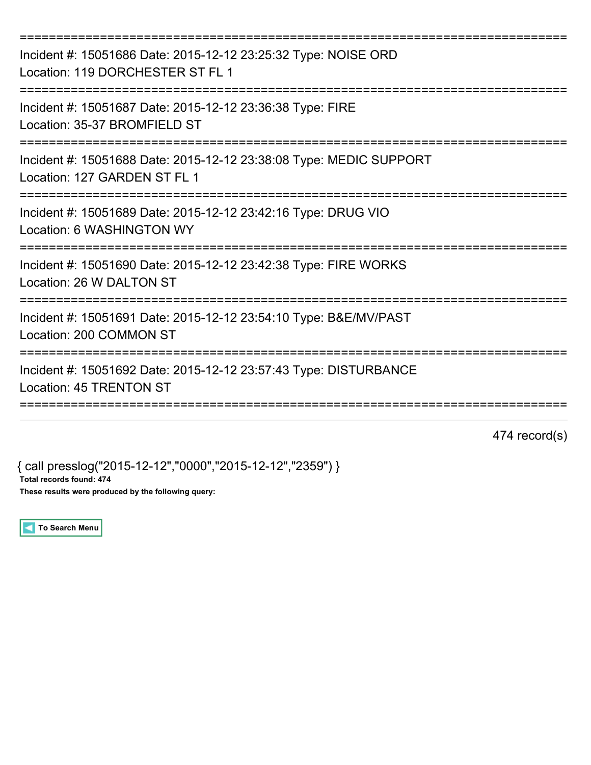===========================================================================

Incident #: 15051686 Date: 2015-12-12 23:25:32 Type: NOISE ORD
Location: 119 DORCHESTER ST FL 1

===========================================================================

Incident #: 15051687 Date: 2015-12-12 23:36:38 Type: FIRE
Location: 35-37 BROMFIELD ST

===========================================================================

Incident #: 15051688 Date: 2015-12-12 23:38:08 Type: MEDIC SUPPORT
Location: 127 GARDEN ST FL 1

===========================================================================

Incident #: 15051689 Date: 2015-12-12 23:42:16 Type: DRUG VIO
Location: 6 WASHINGTON WY

===========================================================================

Incident #: 15051690 Date: 2015-12-12 23:42:38 Type: FIRE WORKS
Location: 26 W DALTON ST

===========================================================================

Incident #: 15051691 Date: 2015-12-12 23:54:10 Type: B&E/MV/PAST
Location: 200 COMMON ST

===========================================================================

Incident #: 15051692 Date: 2015-12-12 23:57:43 Type: DISTURBANCE
Location: 45 TRENTON ST

===========================================================================

474 record(s)

{ call presslog("2015-12-12","0000","2015-12-12","2359") }

**Total records found: 474**

**These results were produced by the following query:**

To Search Menu